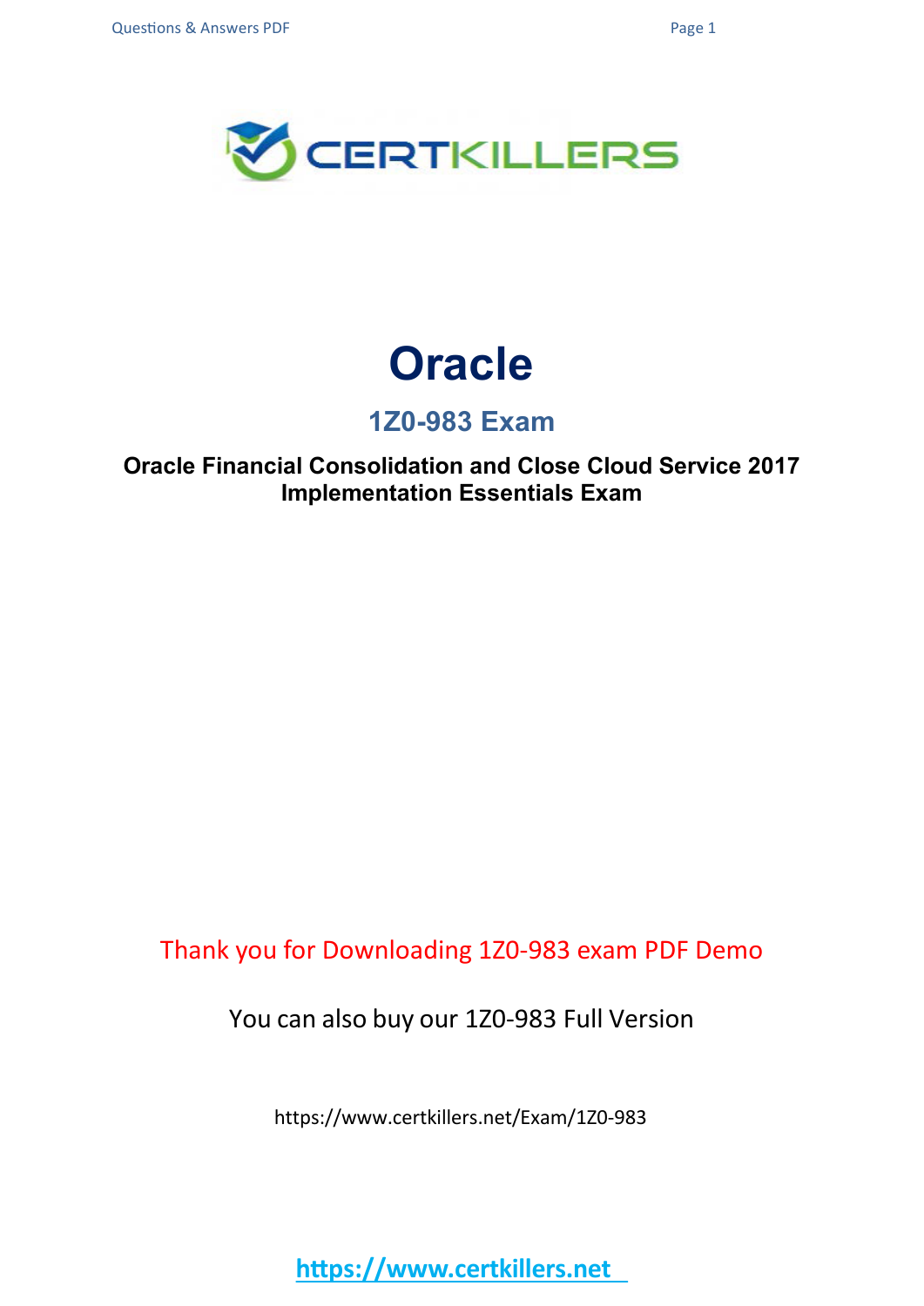# Oracle

## 1Z0-983 Exam

**Oracle Financial Consolidation and Close Cloud Service 2017 Implementation Essentials Exam**

Thank you for Downloading 1Z0-983 exam PDF Demo

You can also buy our 1Z0-983 Full Version

https://www.certkillers.net/Exam/1Z0-983

https://www.certkillers.net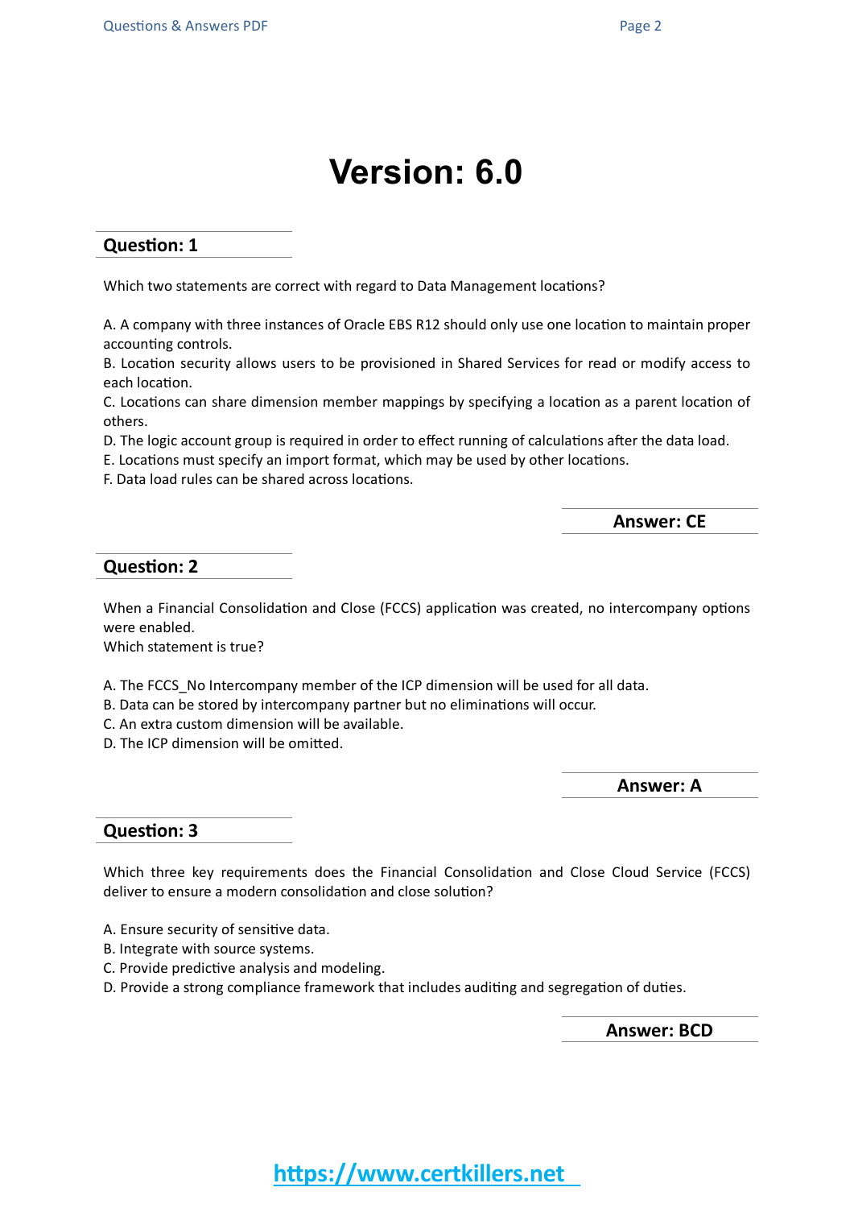# Version: 6.0

## Question: 1

Which two statements are correct with regard to Data Management locations?

A. A company with three instances of Oracle EBS R12 should only use one location to maintain proper accounting controls.
B. Location security allows users to be provisioned in Shared Services for read or modify access to each location.
C. Locations can share dimension member mappings by specifying a location as a parent location of others.
D. The logic account group is required in order to effect running of calculations after the data load.
E. Locations must specify an import format, which may be used by other locations.
F. Data load rules can be shared across locations.

**Answer: CE**

## Question: 2

When a Financial Consolidation and Close (FCCS) application was created, no intercompany options were enabled.
Which statement is true?

A. The FCCS_No Intercompany member of the ICP dimension will be used for all data.
B. Data can be stored by intercompany partner but no eliminations will occur.
C. An extra custom dimension will be available.
D. The ICP dimension will be omitted.

**Answer: A**

## Question: 3

Which three key requirements does the Financial Consolidation and Close Cloud Service (FCCS) deliver to ensure a modern consolidation and close solution?

A. Ensure security of sensitive data.
B. Integrate with source systems.
C. Provide predictive analysis and modeling.
D. Provide a strong compliance framework that includes auditing and segregation of duties.

**Answer: BCD**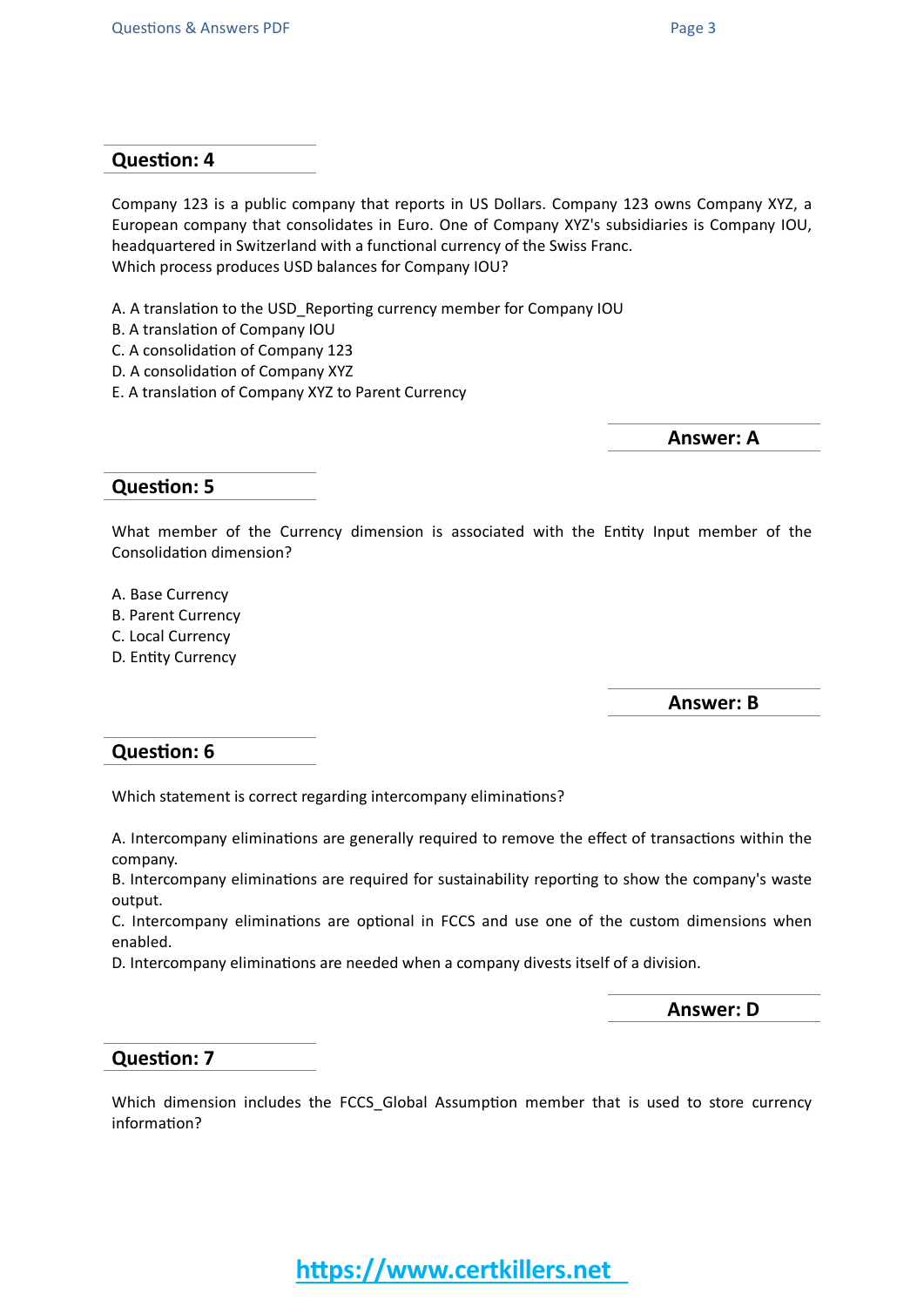## Question: 4

Company 123 is a public company that reports in US Dollars. Company 123 owns Company XYZ, a European company that consolidates in Euro. One of Company XYZ's subsidiaries is Company IOU, headquartered in Switzerland with a functional currency of the Swiss Franc.
Which process produces USD balances for Company IOU?

A. A translation to the USD_Reporting currency member for Company IOU
B. A translation of Company IOU
C. A consolidation of Company 123
D. A consolidation of Company XYZ
E. A translation of Company XYZ to Parent Currency

**Answer: A**

## Question: 5

What member of the Currency dimension is associated with the Entity Input member of the Consolidation dimension?

A. Base Currency
B. Parent Currency
C. Local Currency
D. Entity Currency

**Answer: B**

## Question: 6

Which statement is correct regarding intercompany eliminations?

A. Intercompany eliminations are generally required to remove the effect of transactions within the company.
B. Intercompany eliminations are required for sustainability reporting to show the company's waste output.
C. Intercompany eliminations are optional in FCCS and use one of the custom dimensions when enabled.
D. Intercompany eliminations are needed when a company divests itself of a division.

**Answer: D**

## Question: 7

Which dimension includes the FCCS_Global Assumption member that is used to store currency information?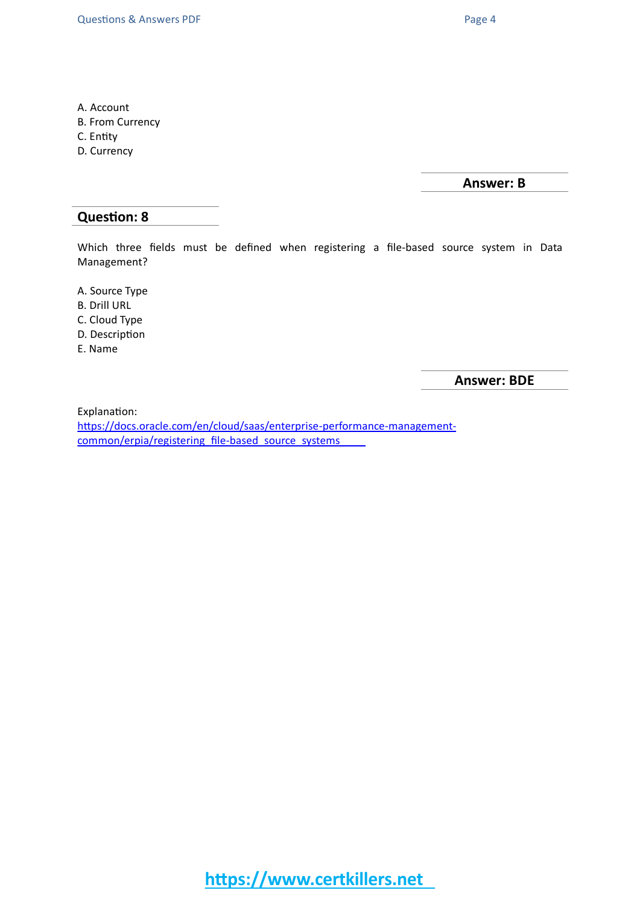A. Account
B. From Currency
C. Entity
D. Currency

**Answer: B**

## Question: 8

Which three fields must be defined when registering a file-based source system in Data Management?

A. Source Type
B. Drill URL
C. Cloud Type
D. Description
E. Name

**Answer: BDE**

Explanation:
https://docs.oracle.com/en/cloud/saas/enterprise-performance-management-common/erpia/registering_file-based_source_systems

https://www.certkillers.net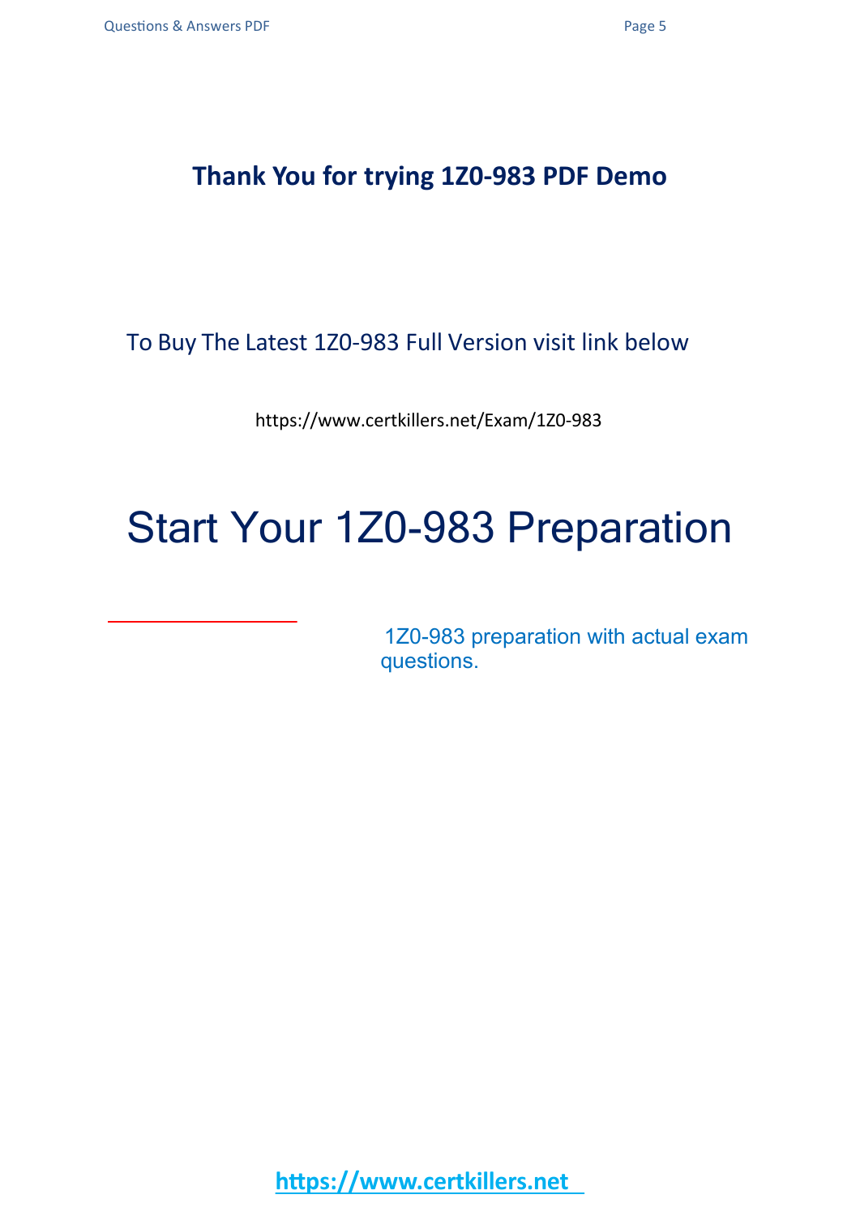## Thank You for trying 1Z0-983 PDF Demo

To Buy The Latest 1Z0-983 Full Version visit link below

https://www.certkillers.net/Exam/1Z0-983

# Start Your 1Z0-983 Preparation

1Z0-983 preparation with actual exam questions.

https://www.certkillers.net